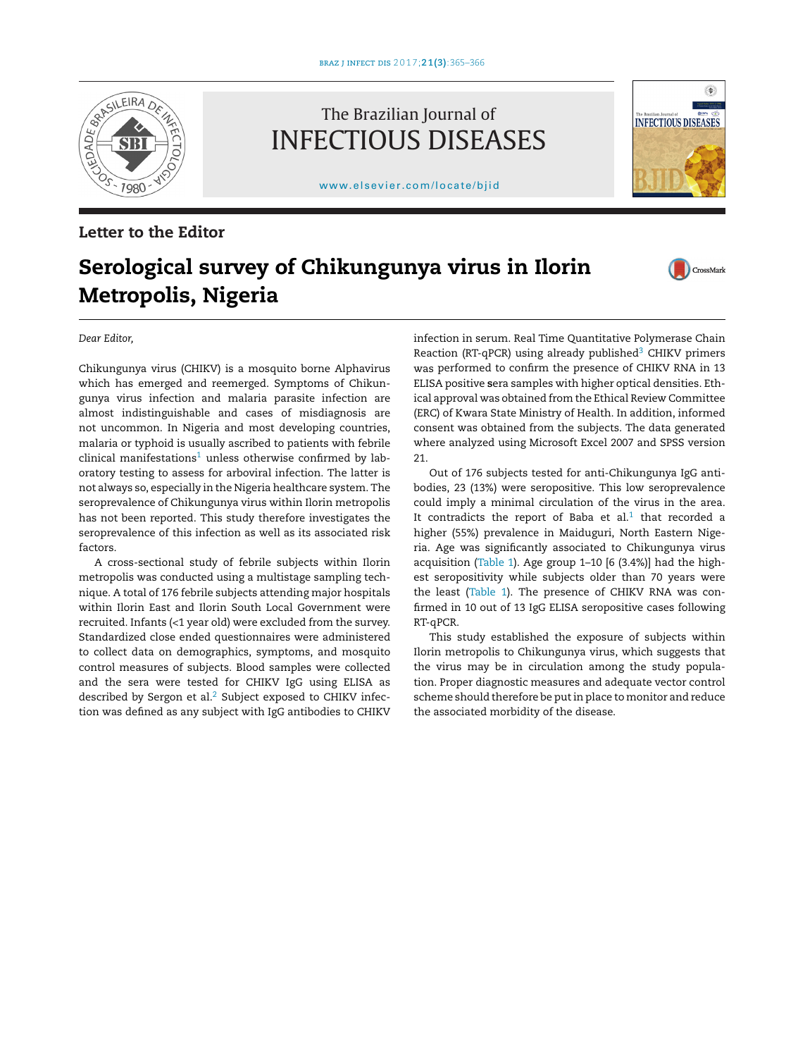## Letter to the Editor

# Serological survey of Chikungunya virus in Ilorin Metropolis, Nigeria

*Dear Editor,*

Chikungunya virus (CHIKV) is a mosquito borne Alphavirus which has emerged and reemerged. Symptoms of Chikungunya virus infection and malaria parasite infection are almost indistinguishable and cases of misdiagnosis are not uncommon. In Nigeria and most developing countries, malaria or typhoid is usually ascribed to patients with febrile clinical manifestations[1] unless otherwise confirmed by laboratory testing to assess for arboviral infection. The latter is not always so, especially in the Nigeria healthcare system. The seroprevalence of Chikungunya virus within Ilorin metropolis has not been reported. This study therefore investigates the seroprevalence of this infection as well as its associated risk factors.

A cross-sectional study of febrile subjects within Ilorin metropolis was conducted using a multistage sampling technique. A total of 176 febrile subjects attending major hospitals within Ilorin East and Ilorin South Local Government were recruited. Infants (<1 year old) were excluded from the survey. Standardized close ended questionnaires were administered to collect data on demographics, symptoms, and mosquito control measures of subjects. Blood samples were collected and the sera were tested for CHIKV IgG using ELISA as described by Sergon et al.[2] Subject exposed to CHIKV infection was defined as any subject with IgG antibodies to CHIKV infection in serum. Real Time Quantitative Polymerase Chain Reaction (RT-qPCR) using already published[3] CHIKV primers was performed to confirm the presence of CHIKV RNA in 13 ELISA positive sera samples with higher optical densities. Ethical approval was obtained from the Ethical Review Committee (ERC) of Kwara State Ministry of Health. In addition, informed consent was obtained from the subjects. The data generated where analyzed using Microsoft Excel 2007 and SPSS version 21.

Out of 176 subjects tested for anti-Chikungunya IgG antibodies, 23 (13%) were seropositive. This low seroprevalence could imply a minimal circulation of the virus in the area. It contradicts the report of Baba et al.[1] that recorded a higher (55%) prevalence in Maiduguri, North Eastern Nigeria. Age was significantly associated to Chikungunya virus acquisition (Table 1). Age group 1–10 [6 (3.4%)] had the highest seropositivity while subjects older than 70 years were the least (Table 1). The presence of CHIKV RNA was confirmed in 10 out of 13 IgG ELISA seropositive cases following RT-qPCR.

This study established the exposure of subjects within Ilorin metropolis to Chikungunya virus, which suggests that the virus may be in circulation among the study population. Proper diagnostic measures and adequate vector control scheme should therefore be put in place to monitor and reduce the associated morbidity of the disease.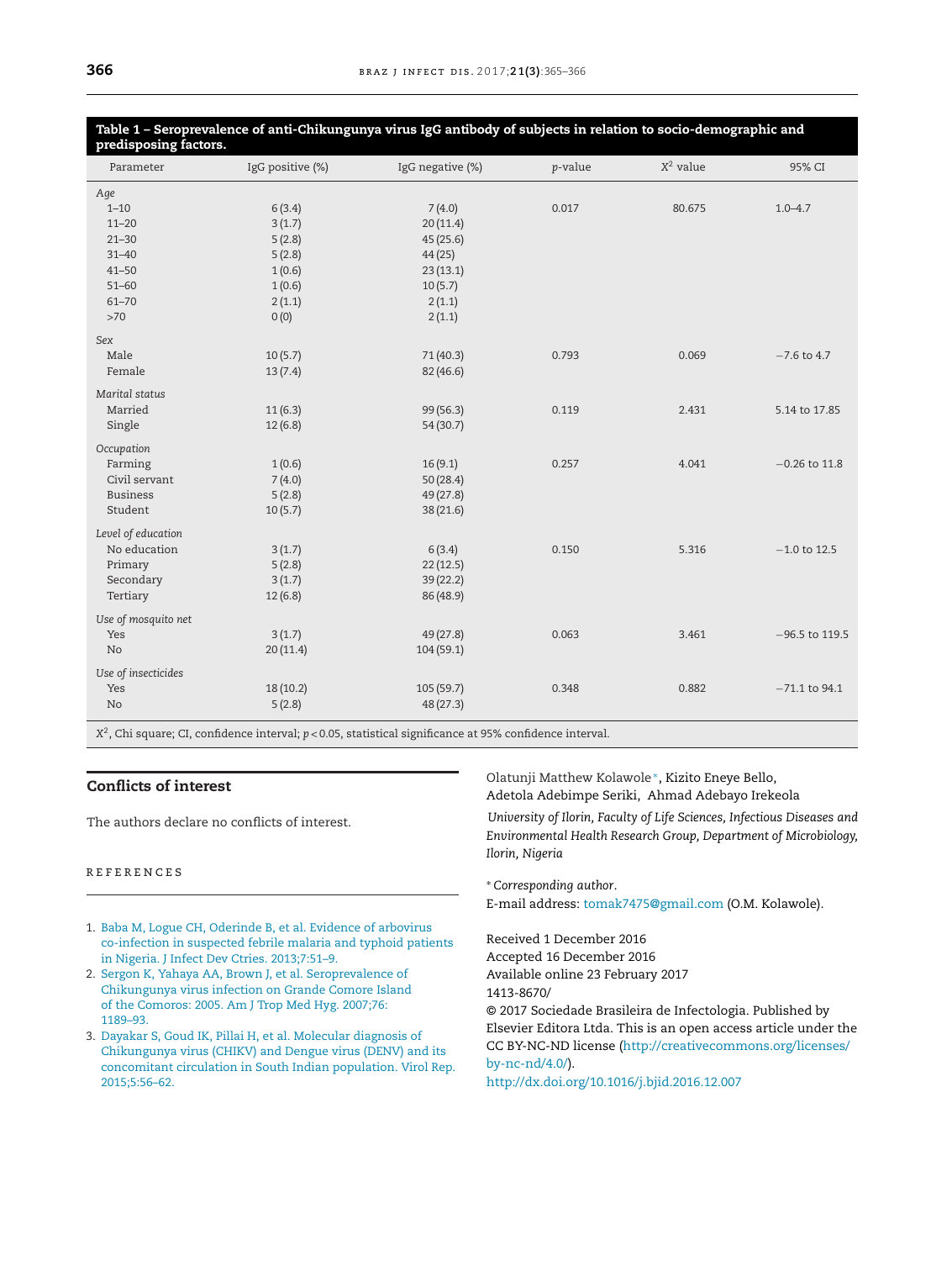**Table 1 – Seroprevalence of anti-Chikungunya virus IgG antibody of subjects in relation to socio-demographic and predisposing factors.**

| Parameter | IgG positive (%) | IgG negative (%) | *p*-value | $X^2$ value | 95% CI |
|---|---|---|---|---|---|
| *Age* | | | | | |
| 1–10 | 6 (3.4) | 7 (4.0) | 0.017 | 80.675 | 1.0–4.7 |
| 11–20 | 3 (1.7) | 20 (11.4) | | | |
| 21–30 | 5 (2.8) | 45 (25.6) | | | |
| 31–40 | 5 (2.8) | 44 (25) | | | |
| 41–50 | 1 (0.6) | 23 (13.1) | | | |
| 51–60 | 1 (0.6) | 10 (5.7) | | | |
| 61–70 | 2 (1.1) | 2 (1.1) | | | |
| >70 | 0 (0) | 2 (1.1) | | | |
| *Sex* | | | | | |
| Male | 10 (5.7) | 71 (40.3) | 0.793 | 0.069 | −7.6 to 4.7 |
| Female | 13 (7.4) | 82 (46.6) | | | |
| *Marital status* | | | | | |
| Married | 11 (6.3) | 99 (56.3) | 0.119 | 2.431 | 5.14 to 17.85 |
| Single | 12 (6.8) | 54 (30.7) | | | |
| *Occupation* | | | | | |
| Farming | 1 (0.6) | 16 (9.1) | 0.257 | 4.041 | −0.26 to 11.8 |
| Civil servant | 7 (4.0) | 50 (28.4) | | | |
| Business | 5 (2.8) | 49 (27.8) | | | |
| Student | 10 (5.7) | 38 (21.6) | | | |
| *Level of education* | | | | | |
| No education | 3 (1.7) | 6 (3.4) | 0.150 | 5.316 | −1.0 to 12.5 |
| Primary | 5 (2.8) | 22 (12.5) | | | |
| Secondary | 3 (1.7) | 39 (22.2) | | | |
| Tertiary | 12 (6.8) | 86 (48.9) | | | |
| *Use of mosquito net* | | | | | |
| Yes | 3 (1.7) | 49 (27.8) | 0.063 | 3.461 | −96.5 to 119.5 |
| No | 20 (11.4) | 104 (59.1) | | | |
| *Use of insecticides* | | | | | |
| Yes | 18 (10.2) | 105 (59.7) | 0.348 | 0.882 | −71.1 to 94.1 |
| No | 5 (2.8) | 48 (27.3) | | | |

$X^2$, Chi square; CI, confidence interval; $p < 0.05$, statistical significance at 95% confidence interval.

## Conflicts of interest

The authors declare no conflicts of interest.

## REFERENCES

1. Baba M, Logue CH, Oderinde B, et al. Evidence of arbovirus co-infection in suspected febrile malaria and typhoid patients in Nigeria. J Infect Dev Ctries. 2013;7:51–9.
2. Sergon K, Yahaya AA, Brown J, et al. Seroprevalence of Chikungunya virus infection on Grande Comore Island of the Comoros: 2005. Am J Trop Med Hyg. 2007;76: 1189–93.
3. Dayakar S, Goud IK, Pillai H, et al. Molecular diagnosis of Chikungunya virus (CHIKV) and Dengue virus (DENV) and its concomitant circulation in South Indian population. Virol Rep. 2015;5:56–62.

Olatunji Matthew Kolawole*, Kizito Eneye Bello, Adetola Adebimpe Seriki, Ahmad Adebayo Irekeola

*University of Ilorin, Faculty of Life Sciences, Infectious Diseases and Environmental Health Research Group, Department of Microbiology, Ilorin, Nigeria*

\* *Corresponding author.*
E-mail address: tomak7475@gmail.com (O.M. Kolawole).

Received 1 December 2016
Accepted 16 December 2016
Available online 23 February 2017
1413-8670/
© 2017 Sociedade Brasileira de Infectologia. Published by Elsevier Editora Ltda. This is an open access article under the CC BY-NC-ND license (http://creativecommons.org/licenses/by-nc-nd/4.0/).
http://dx.doi.org/10.1016/j.bjid.2016.12.007